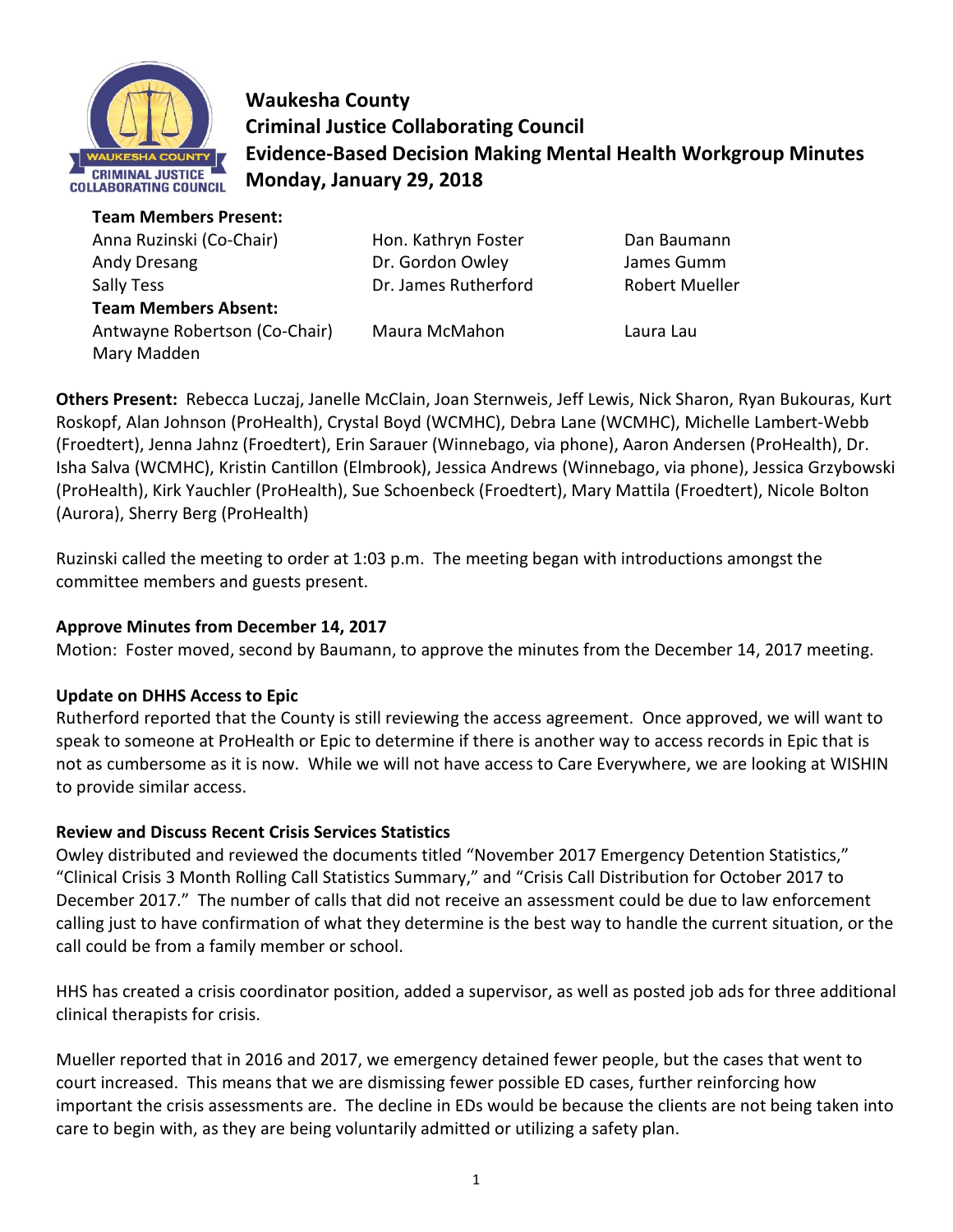# Waukesha County
# Criminal Justice Collaborating Council
# Evidence-Based Decision Making Mental Health Workgroup Minutes
# Monday, January 29, 2018

**Team Members Present:**

| | | |
|---|---|---|
| Anna Ruzinski (Co-Chair) | Hon. Kathryn Foster | Dan Baumann |
| Andy Dresang | Dr. Gordon Owley | James Gumm |
| Sally Tess | Dr. James Rutherford | Robert Mueller |

**Team Members Absent:**

| | | |
|---|---|---|
| Antwayne Robertson (Co-Chair) | Maura McMahon | Laura Lau |
| Mary Madden | | |

**Others Present:** Rebecca Luczaj, Janelle McClain, Joan Sternweis, Jeff Lewis, Nick Sharon, Ryan Bukouras, Kurt Roskopf, Alan Johnson (ProHealth), Crystal Boyd (WCMHC), Debra Lane (WCMHC), Michelle Lambert-Webb (Froedtert), Jenna Jahnz (Froedtert), Erin Sarauer (Winnebago, via phone), Aaron Andersen (ProHealth), Dr. Isha Salva (WCMHC), Kristin Cantillon (Elmbrook), Jessica Andrews (Winnebago, via phone), Jessica Grzybowski (ProHealth), Kirk Yauchler (ProHealth), Sue Schoenbeck (Froedtert), Mary Mattila (Froedtert), Nicole Bolton (Aurora), Sherry Berg (ProHealth)

Ruzinski called the meeting to order at 1:03 p.m. The meeting began with introductions amongst the committee members and guests present.

**Approve Minutes from December 14, 2017**

Motion: Foster moved, second by Baumann, to approve the minutes from the December 14, 2017 meeting.

**Update on DHHS Access to Epic**

Rutherford reported that the County is still reviewing the access agreement. Once approved, we will want to speak to someone at ProHealth or Epic to determine if there is another way to access records in Epic that is not as cumbersome as it is now. While we will not have access to Care Everywhere, we are looking at WISHIN to provide similar access.

**Review and Discuss Recent Crisis Services Statistics**

Owley distributed and reviewed the documents titled "November 2017 Emergency Detention Statistics," "Clinical Crisis 3 Month Rolling Call Statistics Summary," and "Crisis Call Distribution for October 2017 to December 2017." The number of calls that did not receive an assessment could be due to law enforcement calling just to have confirmation of what they determine is the best way to handle the current situation, or the call could be from a family member or school.

HHS has created a crisis coordinator position, added a supervisor, as well as posted job ads for three additional clinical therapists for crisis.

Mueller reported that in 2016 and 2017, we emergency detained fewer people, but the cases that went to court increased. This means that we are dismissing fewer possible ED cases, further reinforcing how important the crisis assessments are. The decline in EDs would be because the clients are not being taken into care to begin with, as they are being voluntarily admitted or utilizing a safety plan.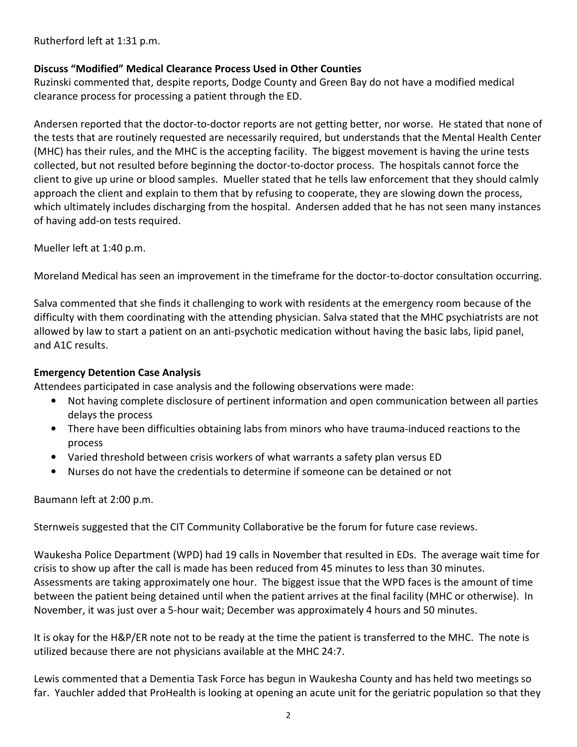Rutherford left at 1:31 p.m.

**Discuss "Modified" Medical Clearance Process Used in Other Counties**

Ruzinski commented that, despite reports, Dodge County and Green Bay do not have a modified medical clearance process for processing a patient through the ED.

Andersen reported that the doctor-to-doctor reports are not getting better, nor worse. He stated that none of the tests that are routinely requested are necessarily required, but understands that the Mental Health Center (MHC) has their rules, and the MHC is the accepting facility. The biggest movement is having the urine tests collected, but not resulted before beginning the doctor-to-doctor process. The hospitals cannot force the client to give up urine or blood samples. Mueller stated that he tells law enforcement that they should calmly approach the client and explain to them that by refusing to cooperate, they are slowing down the process, which ultimately includes discharging from the hospital. Andersen added that he has not seen many instances of having add-on tests required.

Mueller left at 1:40 p.m.

Moreland Medical has seen an improvement in the timeframe for the doctor-to-doctor consultation occurring.

Salva commented that she finds it challenging to work with residents at the emergency room because of the difficulty with them coordinating with the attending physician. Salva stated that the MHC psychiatrists are not allowed by law to start a patient on an anti-psychotic medication without having the basic labs, lipid panel, and A1C results.

**Emergency Detention Case Analysis**

Attendees participated in case analysis and the following observations were made:

- Not having complete disclosure of pertinent information and open communication between all parties delays the process
- There have been difficulties obtaining labs from minors who have trauma-induced reactions to the process
- Varied threshold between crisis workers of what warrants a safety plan versus ED
- Nurses do not have the credentials to determine if someone can be detained or not

Baumann left at 2:00 p.m.

Sternweis suggested that the CIT Community Collaborative be the forum for future case reviews.

Waukesha Police Department (WPD) had 19 calls in November that resulted in EDs. The average wait time for crisis to show up after the call is made has been reduced from 45 minutes to less than 30 minutes. Assessments are taking approximately one hour. The biggest issue that the WPD faces is the amount of time between the patient being detained until when the patient arrives at the final facility (MHC or otherwise). In November, it was just over a 5-hour wait; December was approximately 4 hours and 50 minutes.

It is okay for the H&P/ER note not to be ready at the time the patient is transferred to the MHC. The note is utilized because there are not physicians available at the MHC 24:7.

Lewis commented that a Dementia Task Force has begun in Waukesha County and has held two meetings so far. Yauchler added that ProHealth is looking at opening an acute unit for the geriatric population so that they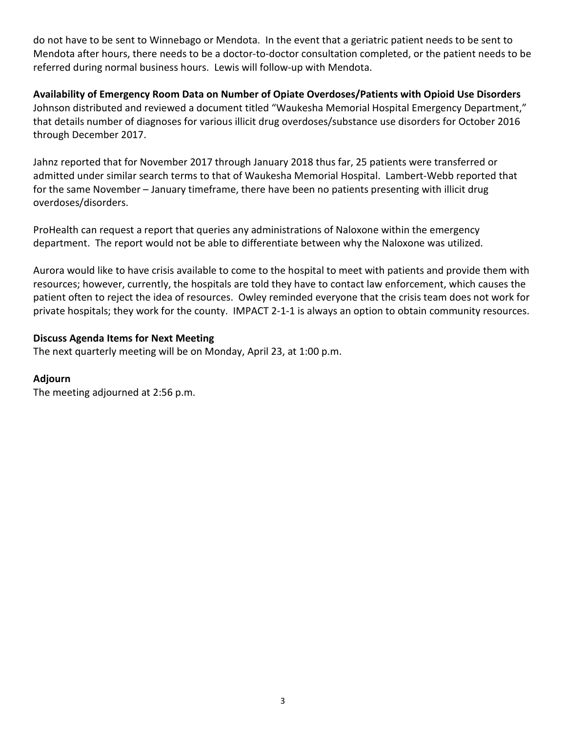do not have to be sent to Winnebago or Mendota. In the event that a geriatric patient needs to be sent to Mendota after hours, there needs to be a doctor-to-doctor consultation completed, or the patient needs to be referred during normal business hours. Lewis will follow-up with Mendota.

**Availability of Emergency Room Data on Number of Opiate Overdoses/Patients with Opioid Use Disorders**
Johnson distributed and reviewed a document titled "Waukesha Memorial Hospital Emergency Department," that details number of diagnoses for various illicit drug overdoses/substance use disorders for October 2016 through December 2017.

Jahnz reported that for November 2017 through January 2018 thus far, 25 patients were transferred or admitted under similar search terms to that of Waukesha Memorial Hospital. Lambert-Webb reported that for the same November – January timeframe, there have been no patients presenting with illicit drug overdoses/disorders.

ProHealth can request a report that queries any administrations of Naloxone within the emergency department. The report would not be able to differentiate between why the Naloxone was utilized.

Aurora would like to have crisis available to come to the hospital to meet with patients and provide them with resources; however, currently, the hospitals are told they have to contact law enforcement, which causes the patient often to reject the idea of resources. Owley reminded everyone that the crisis team does not work for private hospitals; they work for the county. IMPACT 2-1-1 is always an option to obtain community resources.

**Discuss Agenda Items for Next Meeting**
The next quarterly meeting will be on Monday, April 23, at 1:00 p.m.

**Adjourn**
The meeting adjourned at 2:56 p.m.